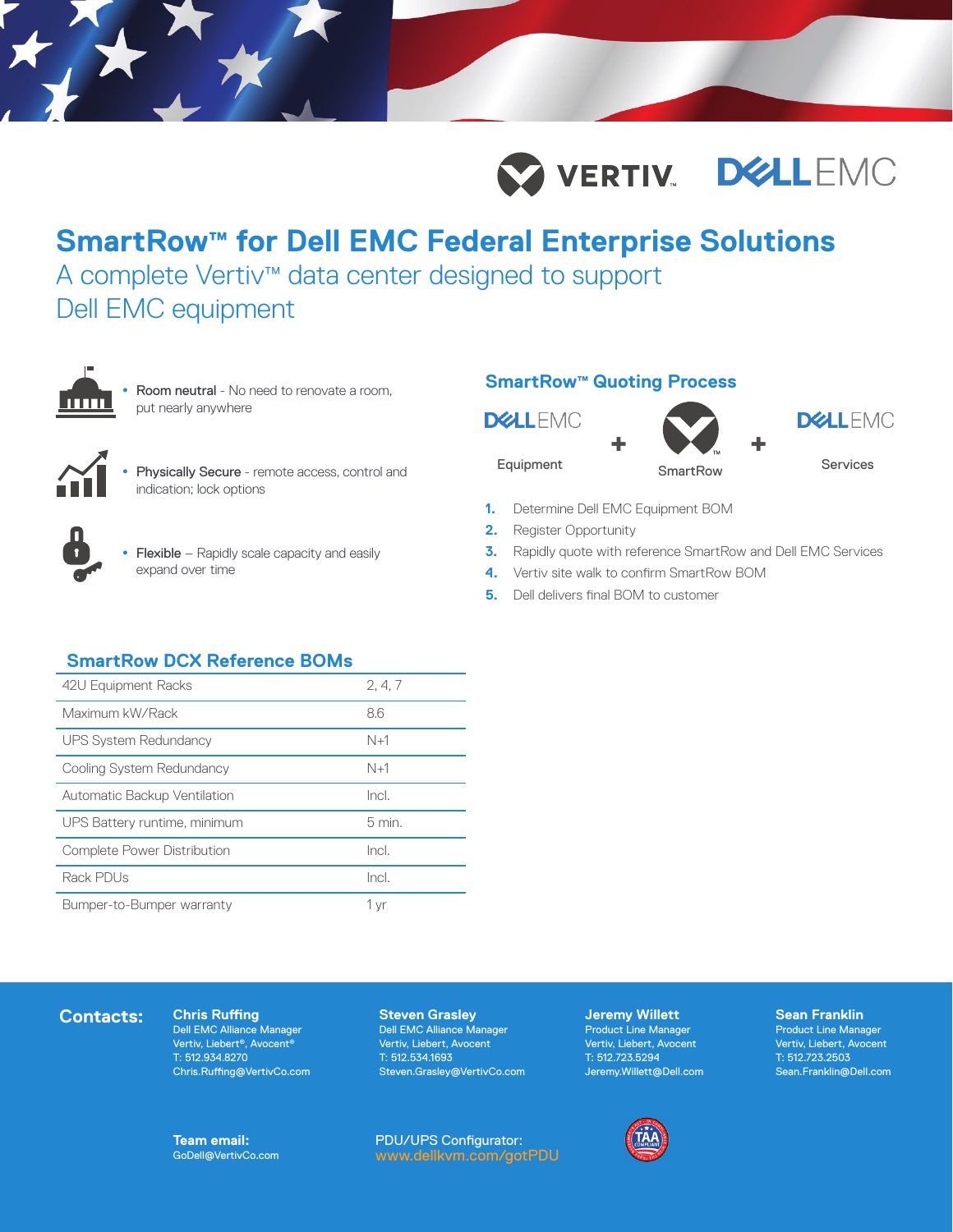# SmartRow™ for Dell EMC Federal Enterprise Solutions

## A complete Vertiv™ data center designed to support Dell EMC equipment

- **Room neutral** - No need to renovate a room, put nearly anywhere
- **Physically Secure** - remote access, control and indication; lock options
- **Flexible** – Rapidly scale capacity and easily expand over time

## SmartRow™ Quoting Process

Dell EMC Equipment + SmartRow + Dell EMC Services

1. Determine Dell EMC Equipment BOM
2. Register Opportunity
3. Rapidly quote with reference SmartRow and Dell EMC Services
4. Vertiv site walk to confirm SmartRow BOM
5. Dell delivers final BOM to customer

## SmartRow DCX Reference BOMs

| | |
|---|---|
| 42U Equipment Racks | 2, 4, 7 |
| Maximum kW/Rack | 8.6 |
| UPS System Redundancy | N+1 |
| Cooling System Redundancy | N+1 |
| Automatic Backup Ventilation | Incl. |
| UPS Battery runtime, minimum | 5 min. |
| Complete Power Distribution | Incl. |
| Rack PDUs | Incl. |
| Bumper-to-Bumper warranty | 1 yr |

## Contacts:

**Chris Ruffing**
Dell EMC Alliance Manager
Vertiv, Liebert®, Avocent®
T: 512.934.8270
Chris.Ruffing@VertivCo.com

**Steven Grasley**
Dell EMC Alliance Manager
Vertiv, Liebert, Avocent
T: 512.534.1693
Steven.Grasley@VertivCo.com

**Jeremy Willett**
Product Line Manager
Vertiv, Liebert, Avocent
T: 512.723.5294
Jeremy.Willett@Dell.com

**Sean Franklin**
Product Line Manager
Vertiv, Liebert, Avocent
T: 512.723.2503
Sean.Franklin@Dell.com

**Team email:**
GoDell@VertivCo.com

PDU/UPS Configurator:
www.dellkvm.com/gotPDU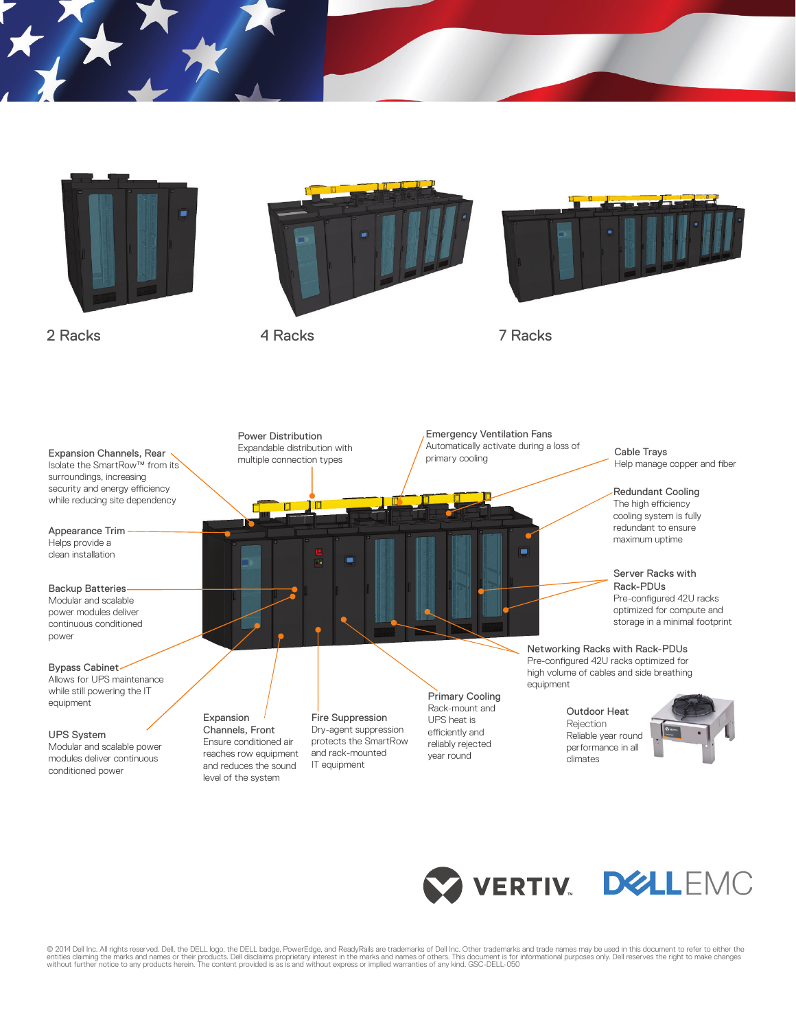2 Racks

4 Racks

7 Racks

**Expansion Channels, Rear**
Isolate the SmartRow™ from its surroundings, increasing security and energy efficiency while reducing site dependency

**Power Distribution**
Expandable distribution with multiple connection types

**Emergency Ventilation Fans**
Automatically activate during a loss of primary cooling

**Cable Trays**
Help manage copper and fiber

**Redundant Cooling**
The high efficiency cooling system is fully redundant to ensure maximum uptime

**Appearance Trim**
Helps provide a clean installation

**Backup Batteries**
Modular and scalable power modules deliver continuous conditioned power

**Server Racks with Rack-PDUs**
Pre-configured 42U racks optimized for compute and storage in a minimal footprint

**Networking Racks with Rack-PDUs**
Pre-configured 42U racks optimized for high volume of cables and side breathing equipment

**Bypass Cabinet**
Allows for UPS maintenance while still powering the IT equipment

**UPS System**
Modular and scalable power modules deliver continuous conditioned power

**Expansion Channels, Front**
Ensure conditioned air reaches row equipment and reduces the sound level of the system

**Fire Suppression**
Dry-agent suppression protects the SmartRow and rack-mounted IT equipment

**Primary Cooling**
Rack-mount and UPS heat is efficiently and reliably rejected year round

**Outdoor Heat Rejection**
Reliable year round performance in all climates

VERTIV. DELL EMC

© 2014 Dell Inc. All rights reserved. Dell, the DELL logo, the DELL badge, PowerEdge, and ReadyRails are trademarks of Dell Inc. Other trademarks and trade names may be used in this document to refer to either the entities claiming the marks and names or their products. Dell disclaims proprietary interest in the marks and names of others. This document is for informational purposes only. Dell reserves the right to make changes without further notice to any products herein. The content provided is as is and without express or implied warranties of any kind. GSC-DELL-050